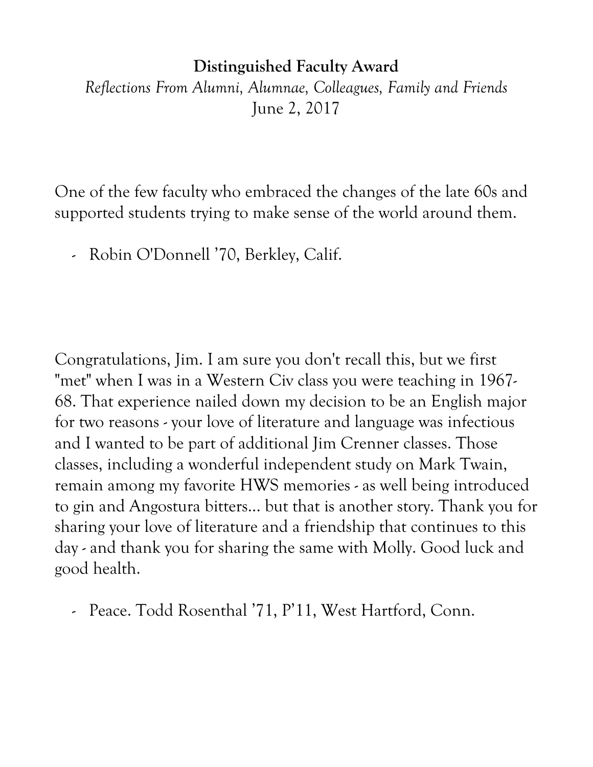**Distinguished Faculty Award**

*Reflections From Alumni, Alumnae, Colleagues, Family and Friends*

June 2, 2017

One of the few faculty who embraced the changes of the late 60s and supported students trying to make sense of the world around them.

- Robin O'Donnell '70, Berkley, Calif.

Congratulations, Jim. I am sure you don't recall this, but we first "met" when I was in a Western Civ class you were teaching in 1967-68. That experience nailed down my decision to be an English major for two reasons - your love of literature and language was infectious and I wanted to be part of additional Jim Crenner classes. Those classes, including a wonderful independent study on Mark Twain, remain among my favorite HWS memories - as well being introduced to gin and Angostura bitters... but that is another story. Thank you for sharing your love of literature and a friendship that continues to this day - and thank you for sharing the same with Molly. Good luck and good health.

- Peace. Todd Rosenthal '71, P'11, West Hartford, Conn.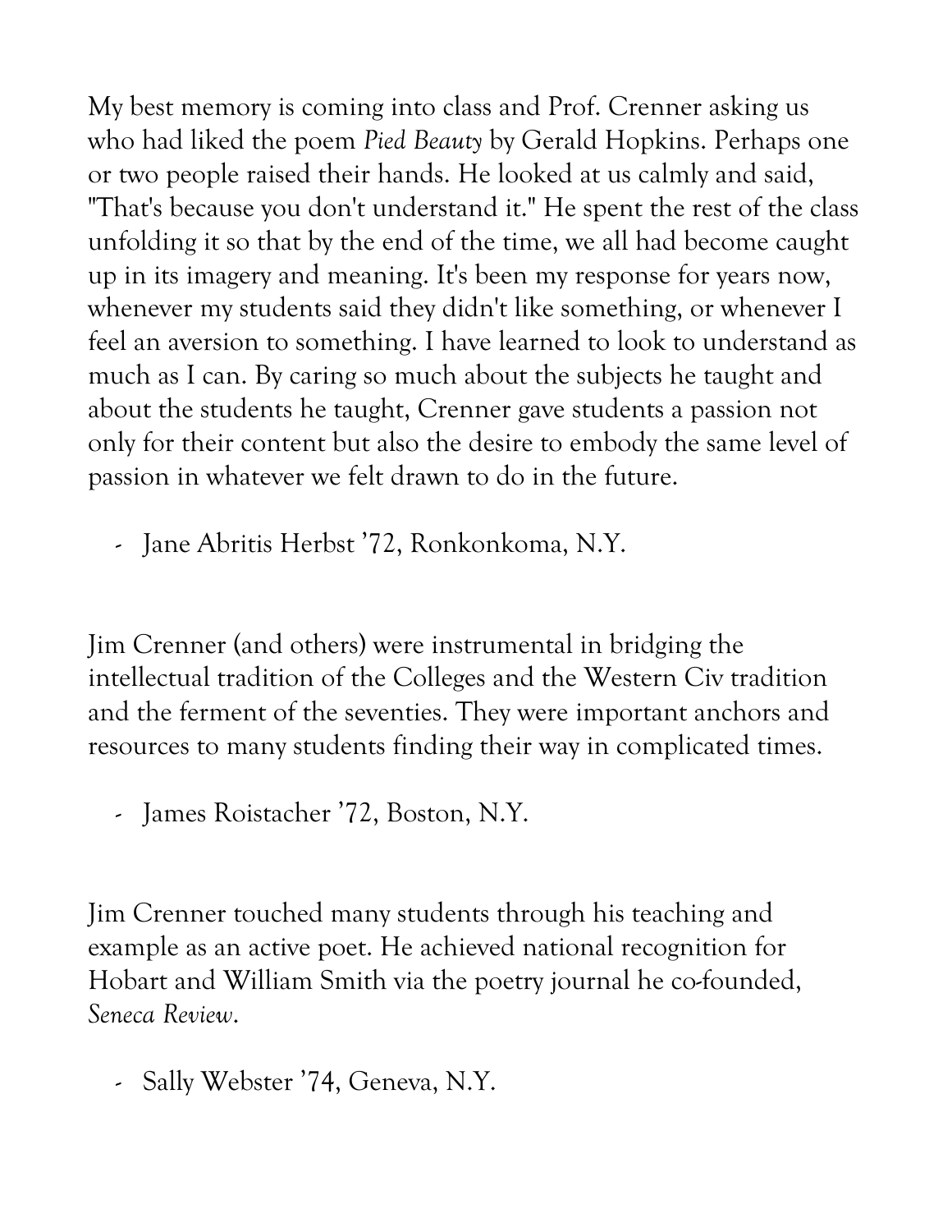My best memory is coming into class and Prof. Crenner asking us who had liked the poem *Pied Beauty* by Gerald Hopkins. Perhaps one or two people raised their hands. He looked at us calmly and said, "That's because you don't understand it." He spent the rest of the class unfolding it so that by the end of the time, we all had become caught up in its imagery and meaning. It's been my response for years now, whenever my students said they didn't like something, or whenever I feel an aversion to something. I have learned to look to understand as much as I can. By caring so much about the subjects he taught and about the students he taught, Crenner gave students a passion not only for their content but also the desire to embody the same level of passion in whatever we felt drawn to do in the future.

- Jane Abritis Herbst '72, Ronkonkoma, N.Y.

Jim Crenner (and others) were instrumental in bridging the intellectual tradition of the Colleges and the Western Civ tradition and the ferment of the seventies. They were important anchors and resources to many students finding their way in complicated times.

- James Roistacher '72, Boston, N.Y.

Jim Crenner touched many students through his teaching and example as an active poet. He achieved national recognition for Hobart and William Smith via the poetry journal he co-founded, *Seneca Review*.

- Sally Webster '74, Geneva, N.Y.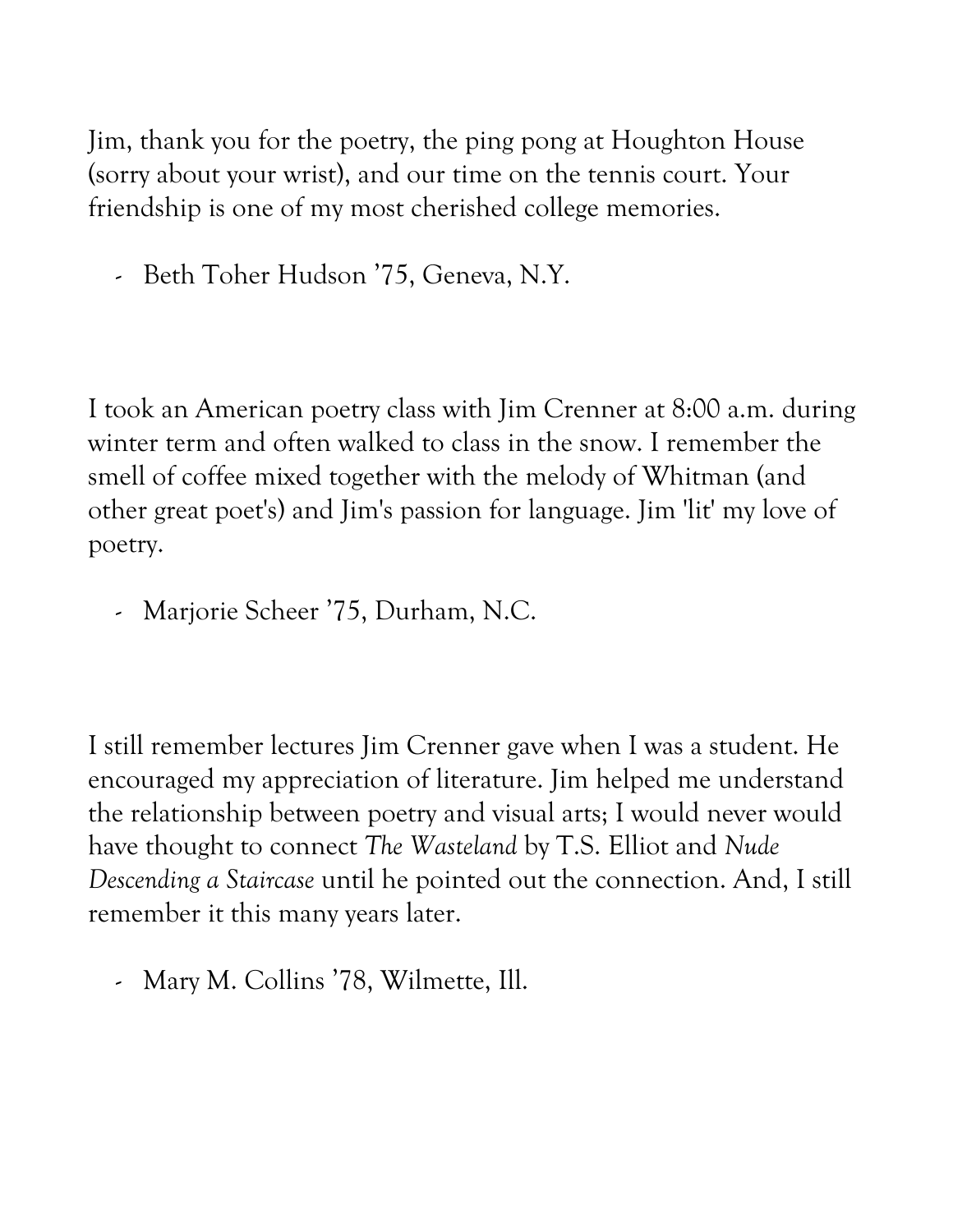Jim, thank you for the poetry, the ping pong at Houghton House (sorry about your wrist), and our time on the tennis court. Your friendship is one of my most cherished college memories.

- Beth Toher Hudson ’75, Geneva, N.Y.

I took an American poetry class with Jim Crenner at 8:00 a.m. during winter term and often walked to class in the snow. I remember the smell of coffee mixed together with the melody of Whitman (and other great poet's) and Jim's passion for language. Jim 'lit' my love of poetry.

- Marjorie Scheer ’75, Durham, N.C.

I still remember lectures Jim Crenner gave when I was a student. He encouraged my appreciation of literature. Jim helped me understand the relationship between poetry and visual arts; I would never would have thought to connect *The Wasteland* by T.S. Elliot and *Nude Descending a Staircase* until he pointed out the connection. And, I still remember it this many years later.

- Mary M. Collins ’78, Wilmette, Ill.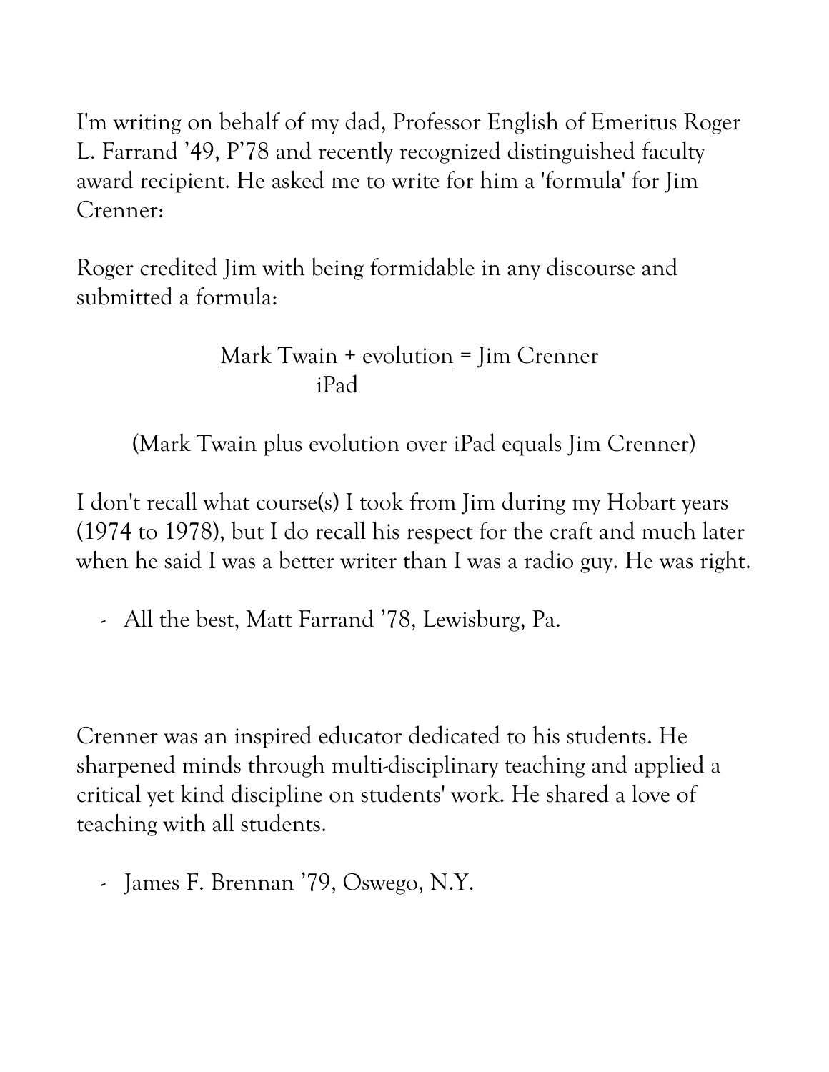I'm writing on behalf of my dad, Professor English of Emeritus Roger L. Farrand '49, P'78 and recently recognized distinguished faculty award recipient. He asked me to write for him a 'formula' for Jim Crenner:

Roger credited Jim with being formidable in any discourse and submitted a formula:

$$\frac{\text{Mark Twain + evolution}}{\text{iPad}} = \text{Jim Crenner}$$

(Mark Twain plus evolution over iPad equals Jim Crenner)

I don't recall what course(s) I took from Jim during my Hobart years (1974 to 1978), but I do recall his respect for the craft and much later when he said I was a better writer than I was a radio guy. He was right.

- All the best, Matt Farrand '78, Lewisburg, Pa.

Crenner was an inspired educator dedicated to his students. He sharpened minds through multi-disciplinary teaching and applied a critical yet kind discipline on students' work. He shared a love of teaching with all students.

- James F. Brennan '79, Oswego, N.Y.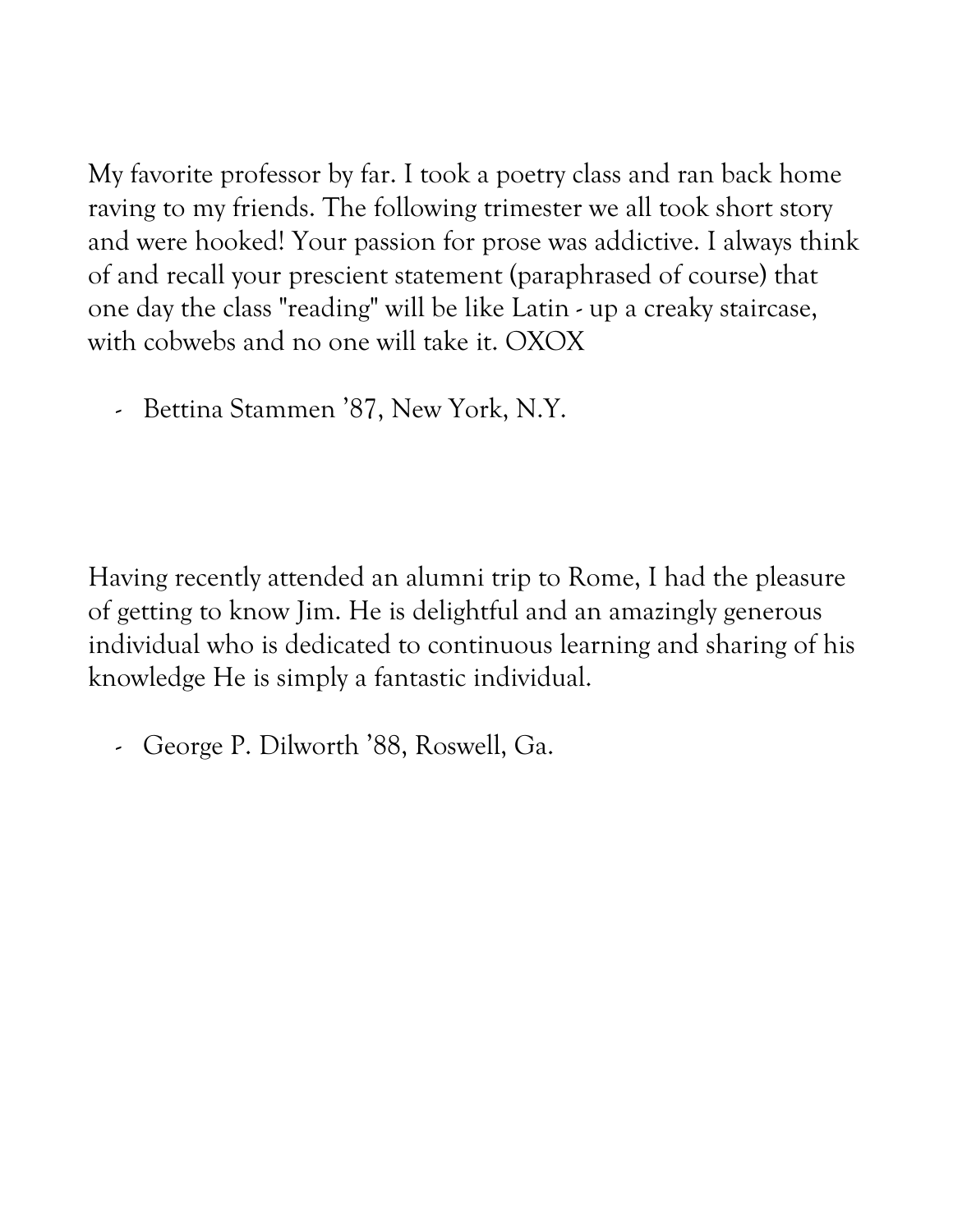My favorite professor by far. I took a poetry class and ran back home raving to my friends. The following trimester we all took short story and were hooked! Your passion for prose was addictive. I always think of and recall your prescient statement (paraphrased of course) that one day the class "reading" will be like Latin - up a creaky staircase, with cobwebs and no one will take it. OXOX

- Bettina Stammen '87, New York, N.Y.

Having recently attended an alumni trip to Rome, I had the pleasure of getting to know Jim. He is delightful and an amazingly generous individual who is dedicated to continuous learning and sharing of his knowledge He is simply a fantastic individual.

- George P. Dilworth '88, Roswell, Ga.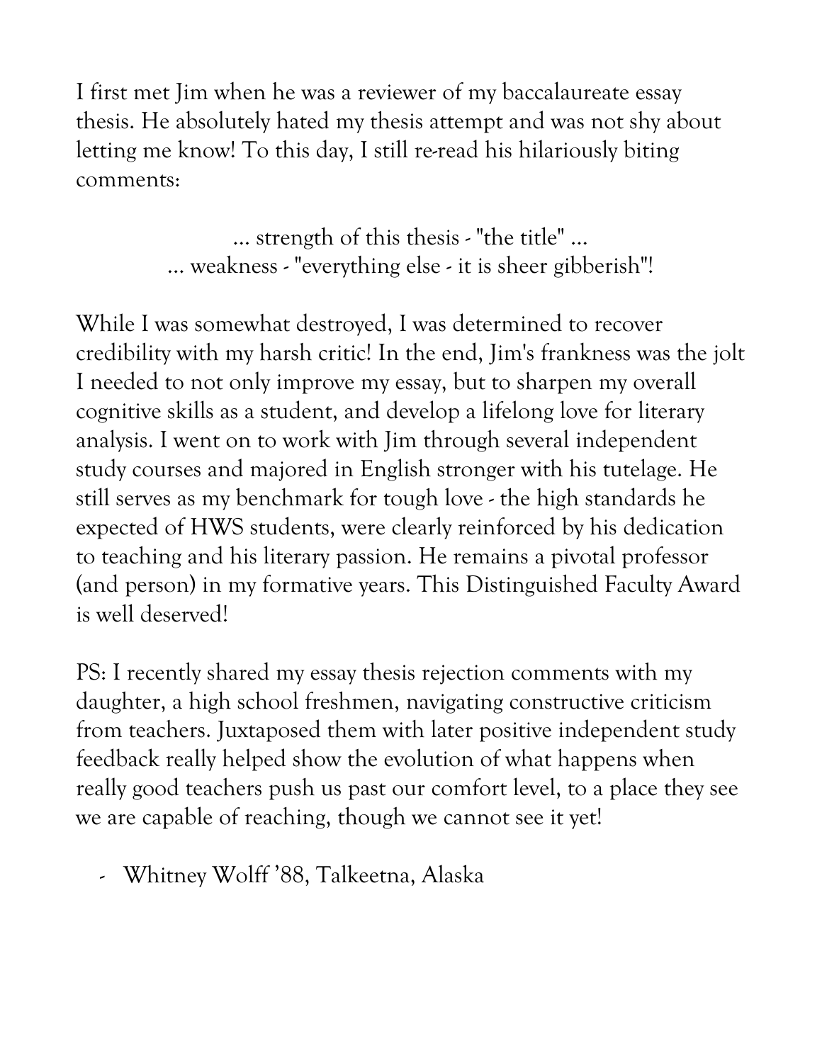I first met Jim when he was a reviewer of my baccalaureate essay thesis. He absolutely hated my thesis attempt and was not shy about letting me know! To this day, I still re-read his hilariously biting comments:

... strength of this thesis - "the title" ...
... weakness - "everything else - it is sheer gibberish"!

While I was somewhat destroyed, I was determined to recover credibility with my harsh critic! In the end, Jim's frankness was the jolt I needed to not only improve my essay, but to sharpen my overall cognitive skills as a student, and develop a lifelong love for literary analysis. I went on to work with Jim through several independent study courses and majored in English stronger with his tutelage. He still serves as my benchmark for tough love - the high standards he expected of HWS students, were clearly reinforced by his dedication to teaching and his literary passion. He remains a pivotal professor (and person) in my formative years. This Distinguished Faculty Award is well deserved!

PS: I recently shared my essay thesis rejection comments with my daughter, a high school freshmen, navigating constructive criticism from teachers. Juxtaposed them with later positive independent study feedback really helped show the evolution of what happens when really good teachers push us past our comfort level, to a place they see we are capable of reaching, though we cannot see it yet!

- Whitney Wolff '88, Talkeetna, Alaska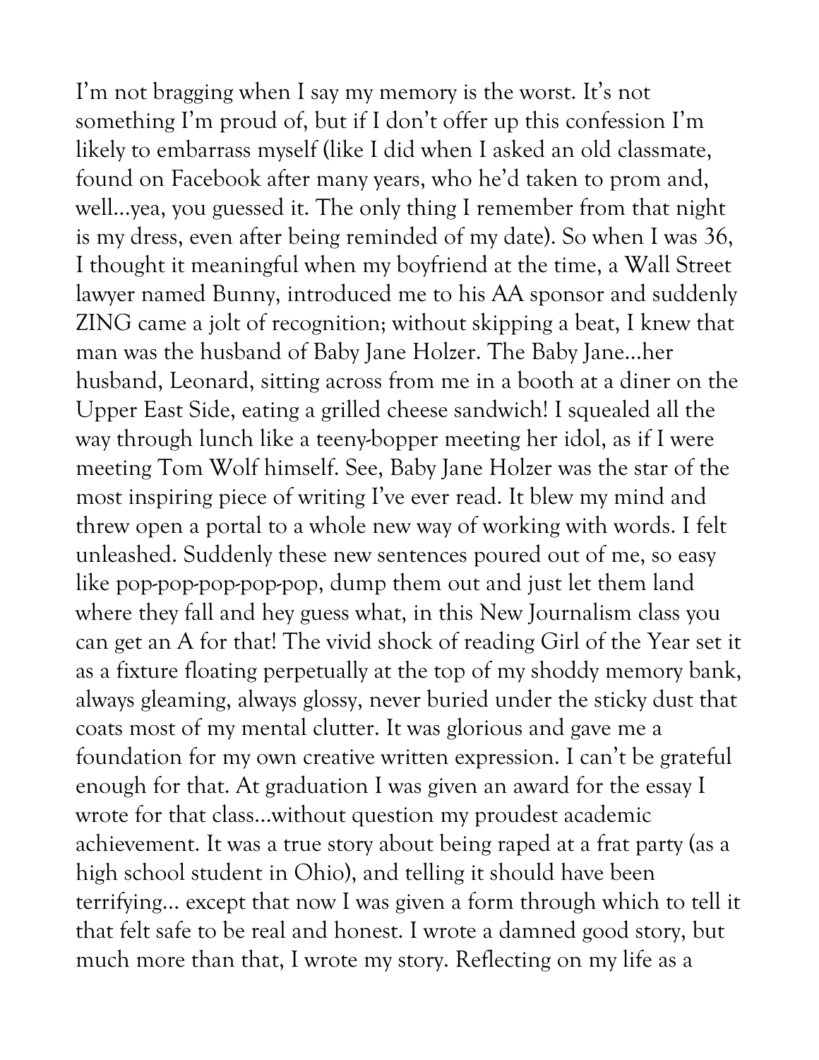I'm not bragging when I say my memory is the worst. It's not something I'm proud of, but if I don't offer up this confession I'm likely to embarrass myself (like I did when I asked an old classmate, found on Facebook after many years, who he'd taken to prom and, well…yea, you guessed it. The only thing I remember from that night is my dress, even after being reminded of my date). So when I was 36, I thought it meaningful when my boyfriend at the time, a Wall Street lawyer named Bunny, introduced me to his AA sponsor and suddenly ZING came a jolt of recognition; without skipping a beat, I knew that man was the husband of Baby Jane Holzer. The Baby Jane…her husband, Leonard, sitting across from me in a booth at a diner on the Upper East Side, eating a grilled cheese sandwich! I squealed all the way through lunch like a teeny-bopper meeting her idol, as if I were meeting Tom Wolf himself. See, Baby Jane Holzer was the star of the most inspiring piece of writing I've ever read. It blew my mind and threw open a portal to a whole new way of working with words. I felt unleashed. Suddenly these new sentences poured out of me, so easy like pop-pop-pop-pop-pop, dump them out and just let them land where they fall and hey guess what, in this New Journalism class you can get an A for that! The vivid shock of reading Girl of the Year set it as a fixture floating perpetually at the top of my shoddy memory bank, always gleaming, always glossy, never buried under the sticky dust that coats most of my mental clutter. It was glorious and gave me a foundation for my own creative written expression. I can't be grateful enough for that. At graduation I was given an award for the essay I wrote for that class…without question my proudest academic achievement. It was a true story about being raped at a frat party (as a high school student in Ohio), and telling it should have been terrifying… except that now I was given a form through which to tell it that felt safe to be real and honest. I wrote a damned good story, but much more than that, I wrote my story. Reflecting on my life as a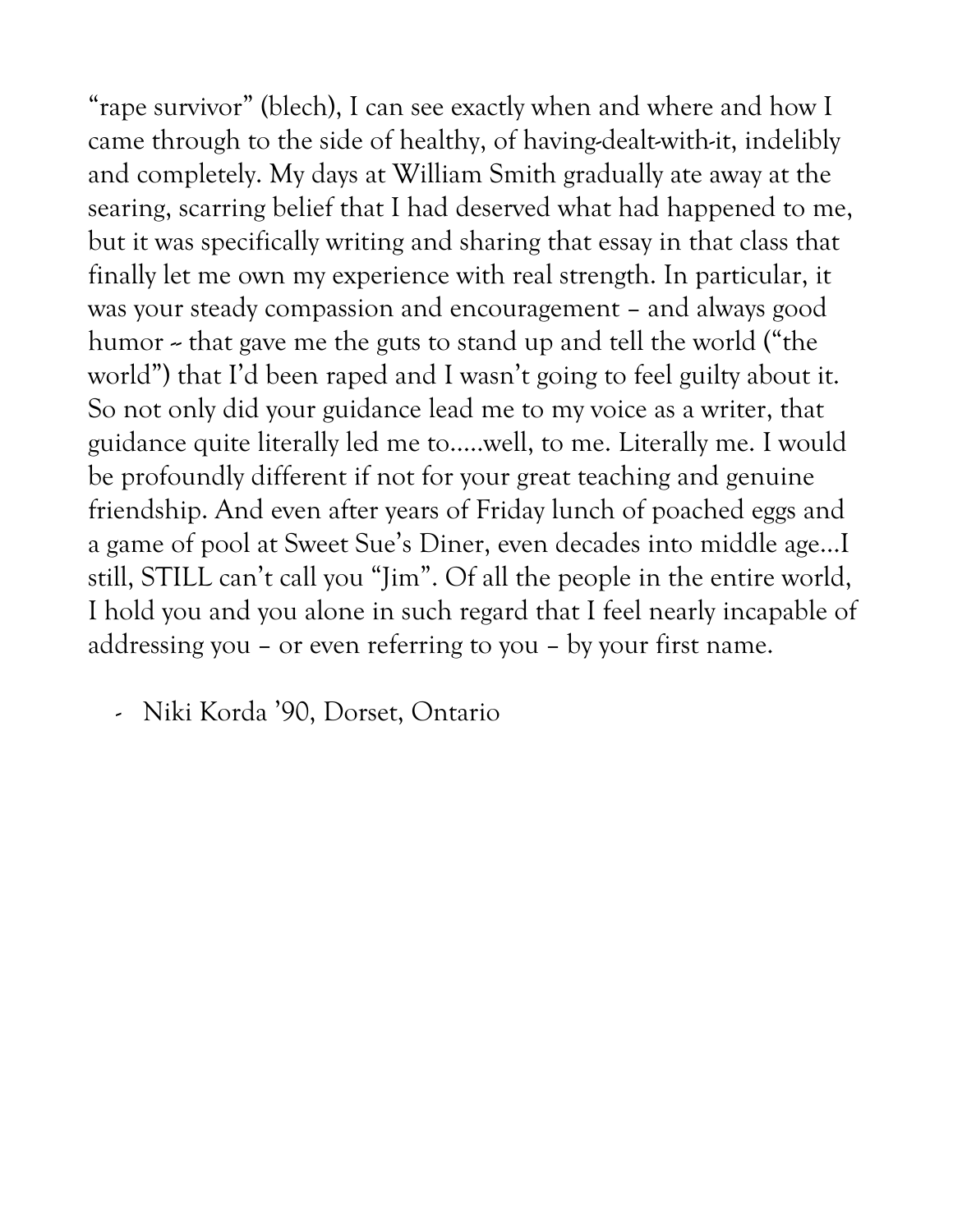"rape survivor" (blech), I can see exactly when and where and how I came through to the side of healthy, of having-dealt-with-it, indelibly and completely. My days at William Smith gradually ate away at the searing, scarring belief that I had deserved what had happened to me, but it was specifically writing and sharing that essay in that class that finally let me own my experience with real strength. In particular, it was your steady compassion and encouragement – and always good humor -- that gave me the guts to stand up and tell the world ("the world") that I'd been raped and I wasn't going to feel guilty about it. So not only did your guidance lead me to my voice as a writer, that guidance quite literally led me to.....well, to me. Literally me. I would be profoundly different if not for your great teaching and genuine friendship. And even after years of Friday lunch of poached eggs and a game of pool at Sweet Sue's Diner, even decades into middle age…I still, STILL can't call you "Jim". Of all the people in the entire world, I hold you and you alone in such regard that I feel nearly incapable of addressing you – or even referring to you – by your first name.

- Niki Korda '90, Dorset, Ontario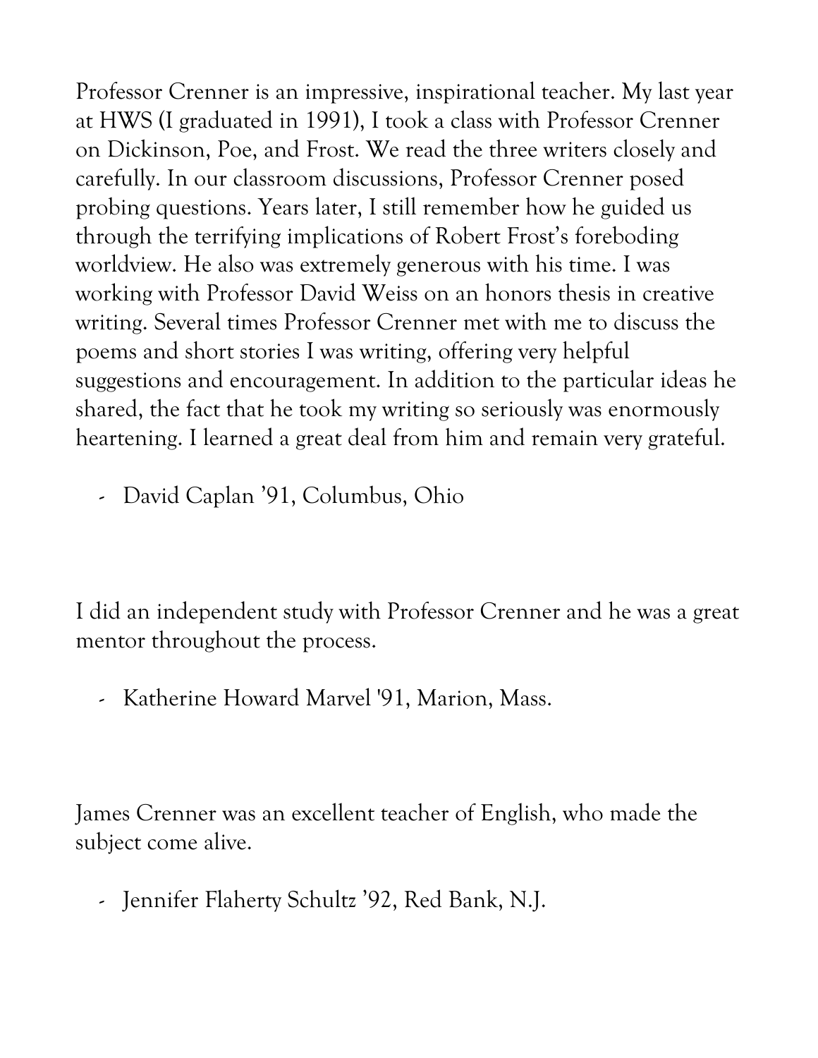Professor Crenner is an impressive, inspirational teacher. My last year at HWS (I graduated in 1991), I took a class with Professor Crenner on Dickinson, Poe, and Frost. We read the three writers closely and carefully. In our classroom discussions, Professor Crenner posed probing questions. Years later, I still remember how he guided us through the terrifying implications of Robert Frost's foreboding worldview. He also was extremely generous with his time. I was working with Professor David Weiss on an honors thesis in creative writing. Several times Professor Crenner met with me to discuss the poems and short stories I was writing, offering very helpful suggestions and encouragement. In addition to the particular ideas he shared, the fact that he took my writing so seriously was enormously heartening. I learned a great deal from him and remain very grateful.

- David Caplan '91, Columbus, Ohio

I did an independent study with Professor Crenner and he was a great mentor throughout the process.

- Katherine Howard Marvel '91, Marion, Mass.

James Crenner was an excellent teacher of English, who made the subject come alive.

- Jennifer Flaherty Schultz '92, Red Bank, N.J.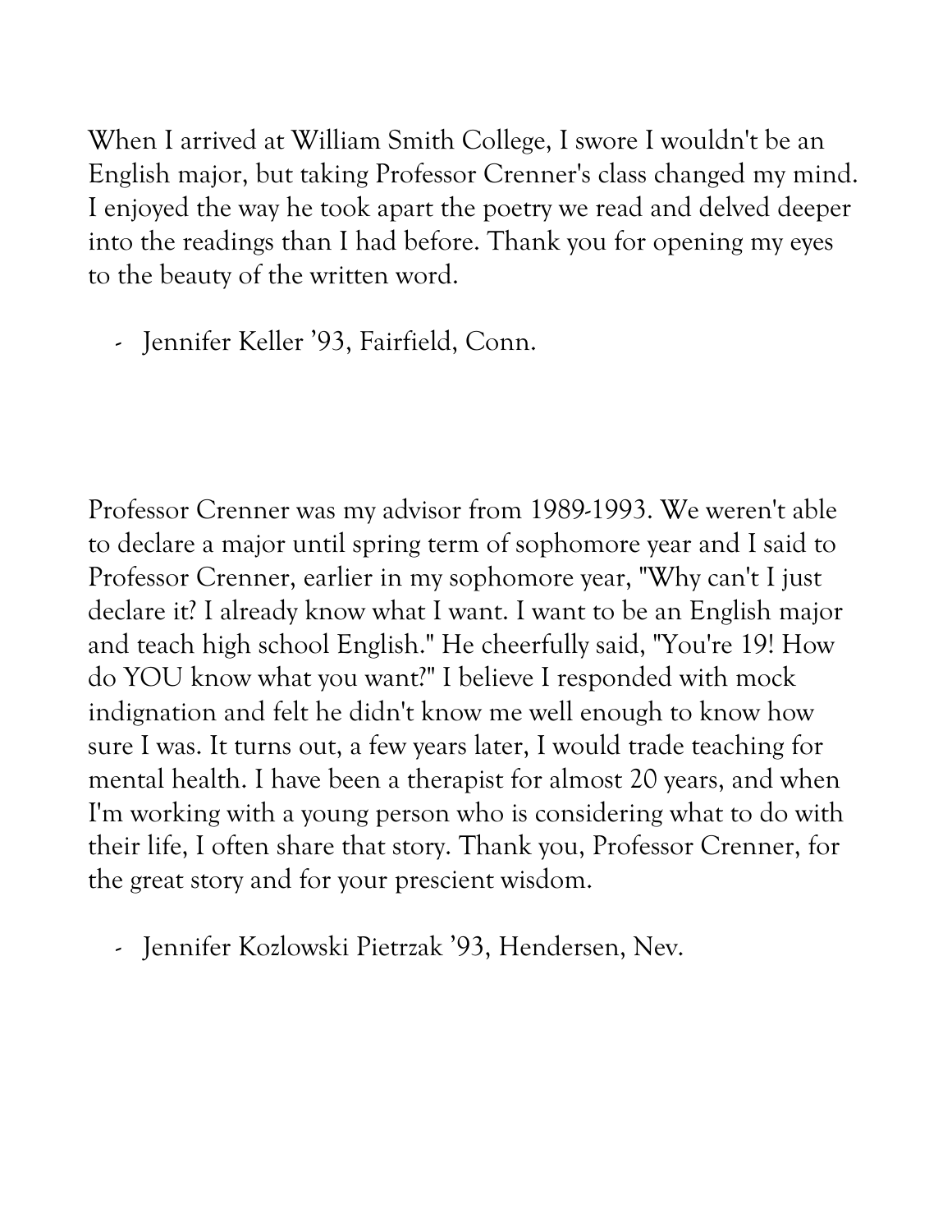When I arrived at William Smith College, I swore I wouldn't be an English major, but taking Professor Crenner's class changed my mind. I enjoyed the way he took apart the poetry we read and delved deeper into the readings than I had before. Thank you for opening my eyes to the beauty of the written word.

- Jennifer Keller '93, Fairfield, Conn.

Professor Crenner was my advisor from 1989-1993. We weren't able to declare a major until spring term of sophomore year and I said to Professor Crenner, earlier in my sophomore year, "Why can't I just declare it? I already know what I want. I want to be an English major and teach high school English." He cheerfully said, "You're 19! How do YOU know what you want?" I believe I responded with mock indignation and felt he didn't know me well enough to know how sure I was. It turns out, a few years later, I would trade teaching for mental health. I have been a therapist for almost 20 years, and when I'm working with a young person who is considering what to do with their life, I often share that story. Thank you, Professor Crenner, for the great story and for your prescient wisdom.

- Jennifer Kozlowski Pietrzak '93, Hendersen, Nev.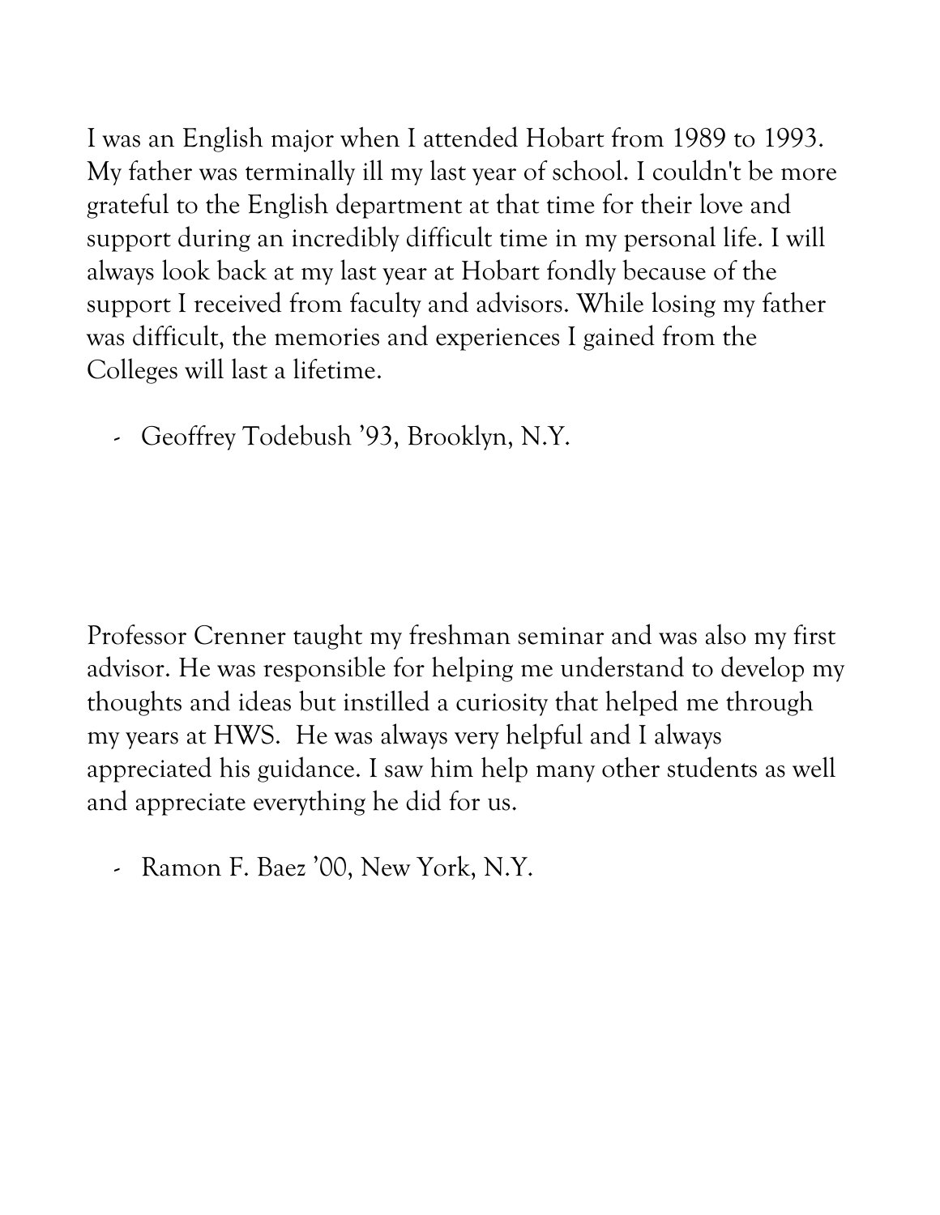I was an English major when I attended Hobart from 1989 to 1993. My father was terminally ill my last year of school. I couldn't be more grateful to the English department at that time for their love and support during an incredibly difficult time in my personal life. I will always look back at my last year at Hobart fondly because of the support I received from faculty and advisors. While losing my father was difficult, the memories and experiences I gained from the Colleges will last a lifetime.

- Geoffrey Todebush ’93, Brooklyn, N.Y.

Professor Crenner taught my freshman seminar and was also my first advisor. He was responsible for helping me understand to develop my thoughts and ideas but instilled a curiosity that helped me through my years at HWS. He was always very helpful and I always appreciated his guidance. I saw him help many other students as well and appreciate everything he did for us.

- Ramon F. Baez ’00, New York, N.Y.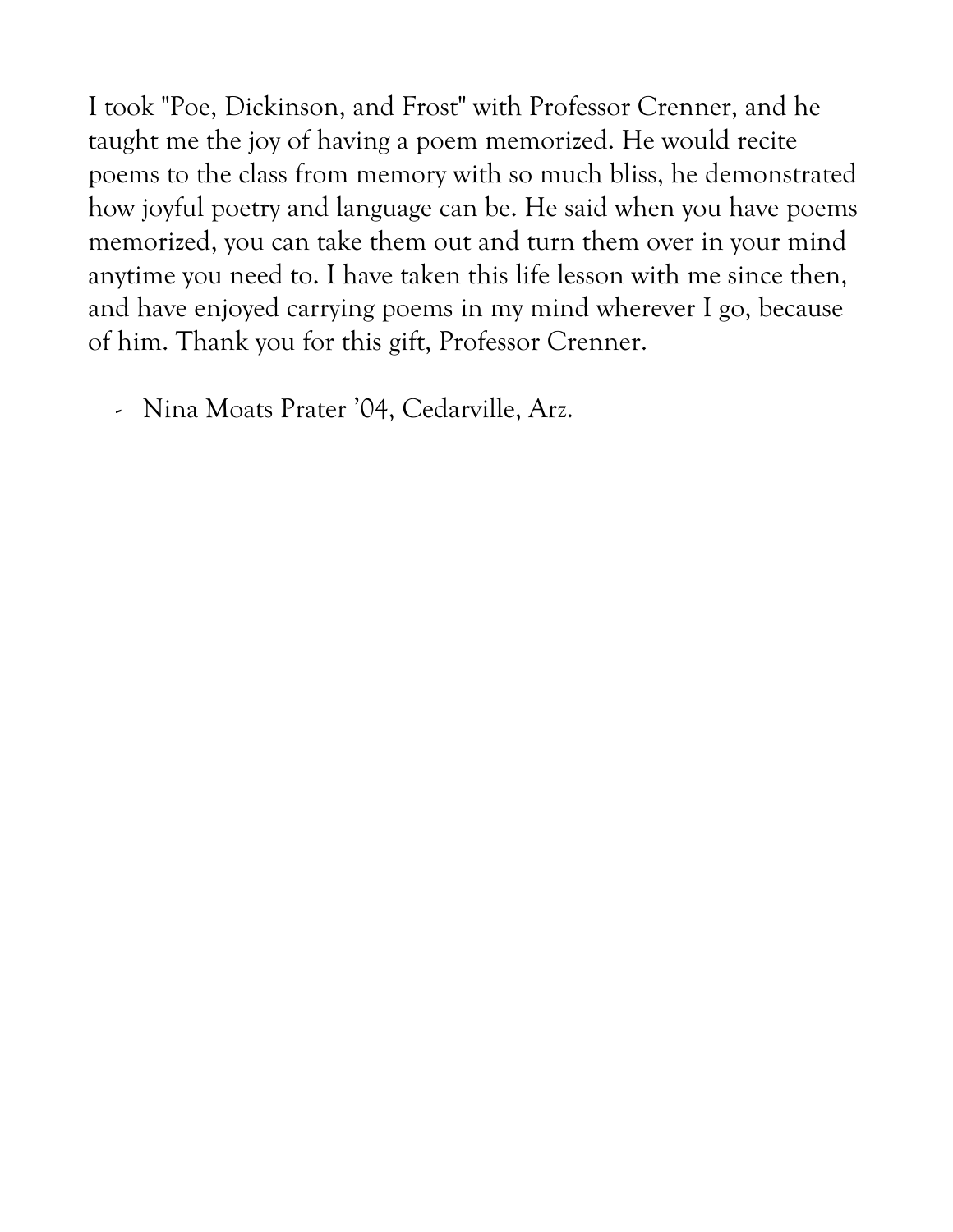I took "Poe, Dickinson, and Frost" with Professor Crenner, and he taught me the joy of having a poem memorized. He would recite poems to the class from memory with so much bliss, he demonstrated how joyful poetry and language can be. He said when you have poems memorized, you can take them out and turn them over in your mind anytime you need to. I have taken this life lesson with me since then, and have enjoyed carrying poems in my mind wherever I go, because of him. Thank you for this gift, Professor Crenner.

- Nina Moats Prater '04, Cedarville, Arz.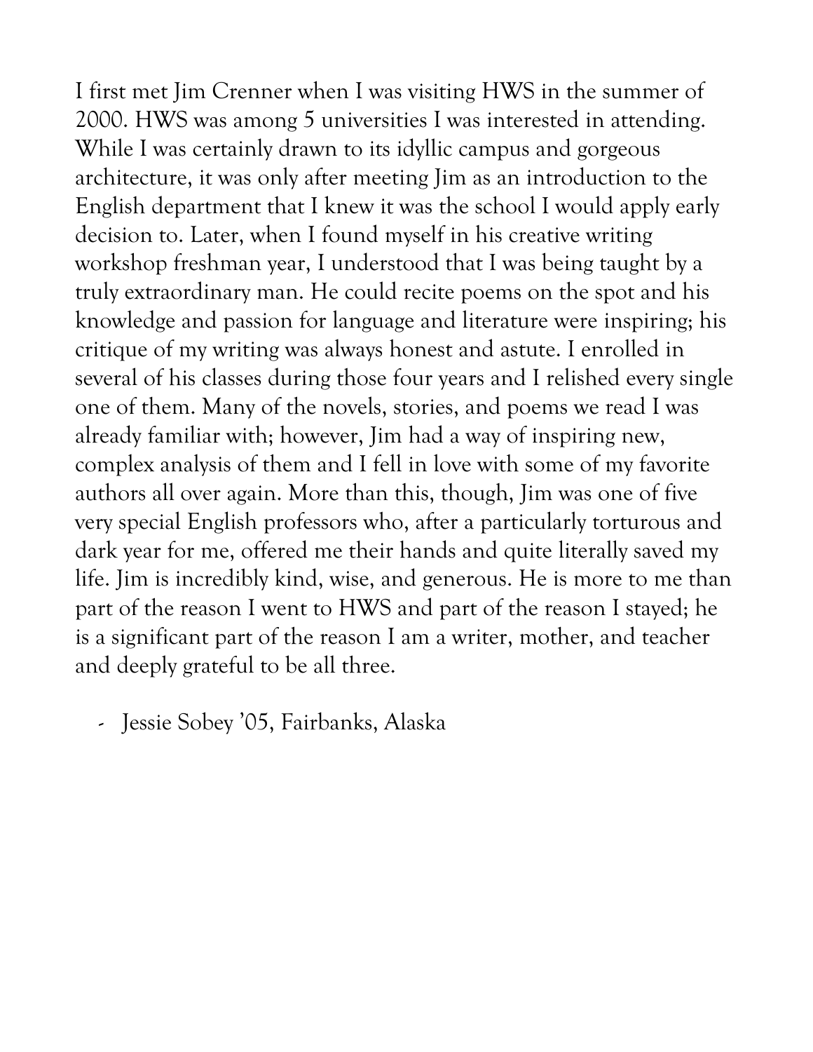I first met Jim Crenner when I was visiting HWS in the summer of 2000. HWS was among 5 universities I was interested in attending. While I was certainly drawn to its idyllic campus and gorgeous architecture, it was only after meeting Jim as an introduction to the English department that I knew it was the school I would apply early decision to. Later, when I found myself in his creative writing workshop freshman year, I understood that I was being taught by a truly extraordinary man. He could recite poems on the spot and his knowledge and passion for language and literature were inspiring; his critique of my writing was always honest and astute. I enrolled in several of his classes during those four years and I relished every single one of them. Many of the novels, stories, and poems we read I was already familiar with; however, Jim had a way of inspiring new, complex analysis of them and I fell in love with some of my favorite authors all over again. More than this, though, Jim was one of five very special English professors who, after a particularly torturous and dark year for me, offered me their hands and quite literally saved my life. Jim is incredibly kind, wise, and generous. He is more to me than part of the reason I went to HWS and part of the reason I stayed; he is a significant part of the reason I am a writer, mother, and teacher and deeply grateful to be all three.

- Jessie Sobey '05, Fairbanks, Alaska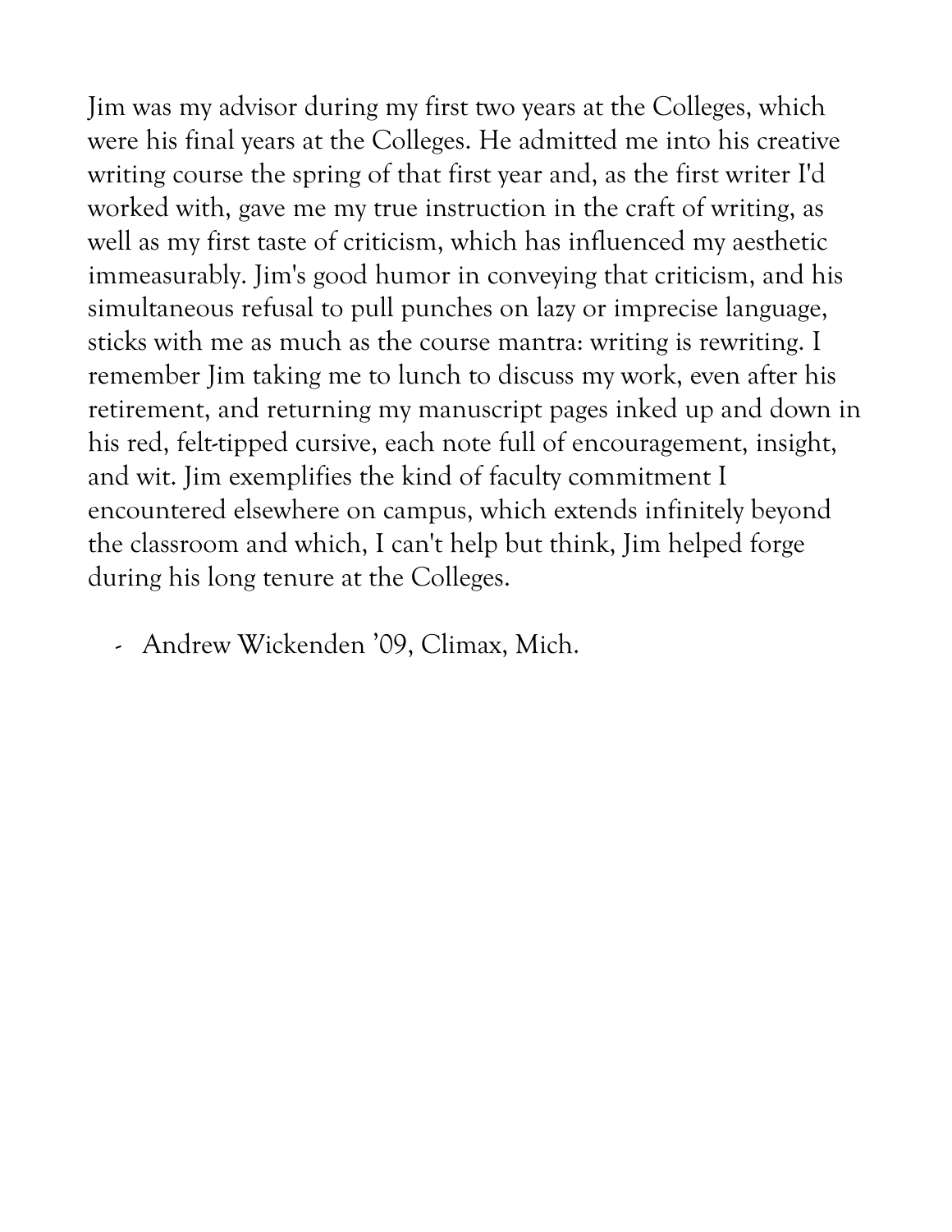Jim was my advisor during my first two years at the Colleges, which were his final years at the Colleges. He admitted me into his creative writing course the spring of that first year and, as the first writer I'd worked with, gave me my true instruction in the craft of writing, as well as my first taste of criticism, which has influenced my aesthetic immeasurably. Jim's good humor in conveying that criticism, and his simultaneous refusal to pull punches on lazy or imprecise language, sticks with me as much as the course mantra: writing is rewriting. I remember Jim taking me to lunch to discuss my work, even after his retirement, and returning my manuscript pages inked up and down in his red, felt-tipped cursive, each note full of encouragement, insight, and wit. Jim exemplifies the kind of faculty commitment I encountered elsewhere on campus, which extends infinitely beyond the classroom and which, I can't help but think, Jim helped forge during his long tenure at the Colleges.

- Andrew Wickenden '09, Climax, Mich.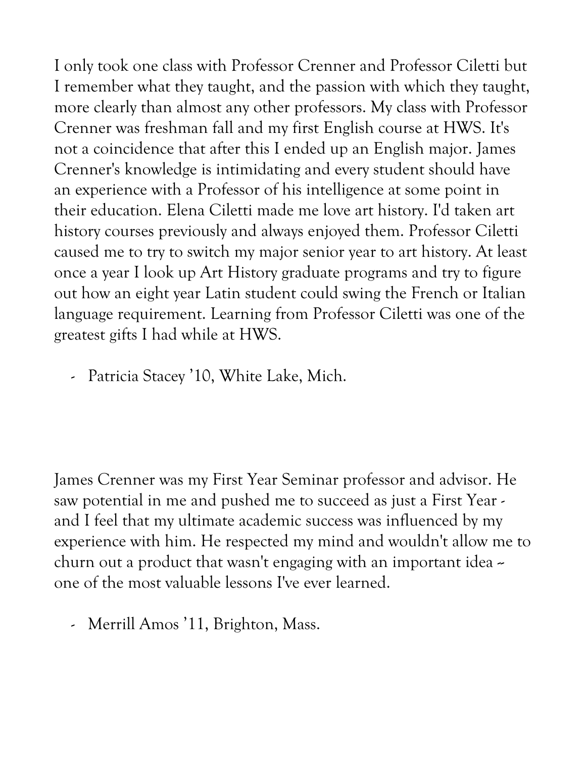I only took one class with Professor Crenner and Professor Ciletti but I remember what they taught, and the passion with which they taught, more clearly than almost any other professors. My class with Professor Crenner was freshman fall and my first English course at HWS. It's not a coincidence that after this I ended up an English major. James Crenner's knowledge is intimidating and every student should have an experience with a Professor of his intelligence at some point in their education. Elena Ciletti made me love art history. I'd taken art history courses previously and always enjoyed them. Professor Ciletti caused me to try to switch my major senior year to art history. At least once a year I look up Art History graduate programs and try to figure out how an eight year Latin student could swing the French or Italian language requirement. Learning from Professor Ciletti was one of the greatest gifts I had while at HWS.

- Patricia Stacey '10, White Lake, Mich.

James Crenner was my First Year Seminar professor and advisor. He saw potential in me and pushed me to succeed as just a First Year - and I feel that my ultimate academic success was influenced by my experience with him. He respected my mind and wouldn't allow me to churn out a product that wasn't engaging with an important idea -- one of the most valuable lessons I've ever learned.

- Merrill Amos '11, Brighton, Mass.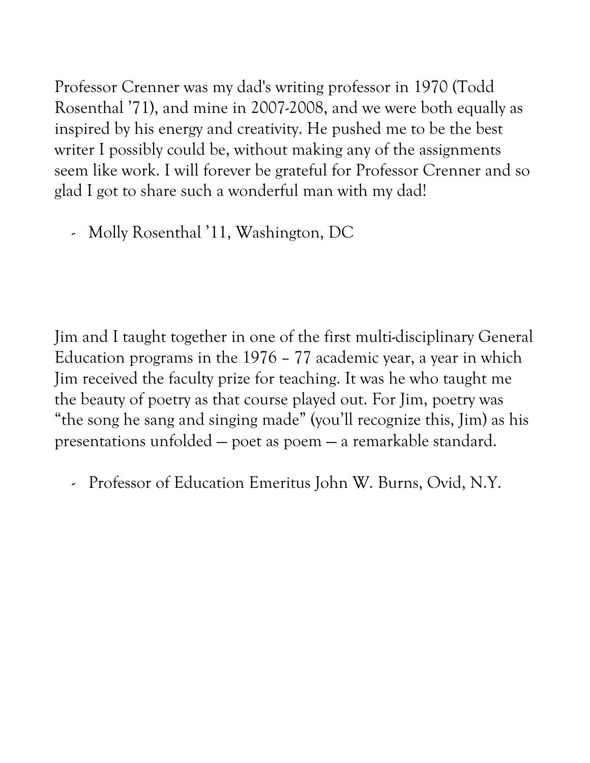Professor Crenner was my dad's writing professor in 1970 (Todd Rosenthal '71), and mine in 2007-2008, and we were both equally as inspired by his energy and creativity. He pushed me to be the best writer I possibly could be, without making any of the assignments seem like work. I will forever be grateful for Professor Crenner and so glad I got to share such a wonderful man with my dad!

- Molly Rosenthal '11, Washington, DC

Jim and I taught together in one of the first multi-disciplinary General Education programs in the 1976 – 77 academic year, a year in which Jim received the faculty prize for teaching. It was he who taught me the beauty of poetry as that course played out. For Jim, poetry was "the song he sang and singing made" (you'll recognize this, Jim) as his presentations unfolded — poet as poem — a remarkable standard.

- Professor of Education Emeritus John W. Burns, Ovid, N.Y.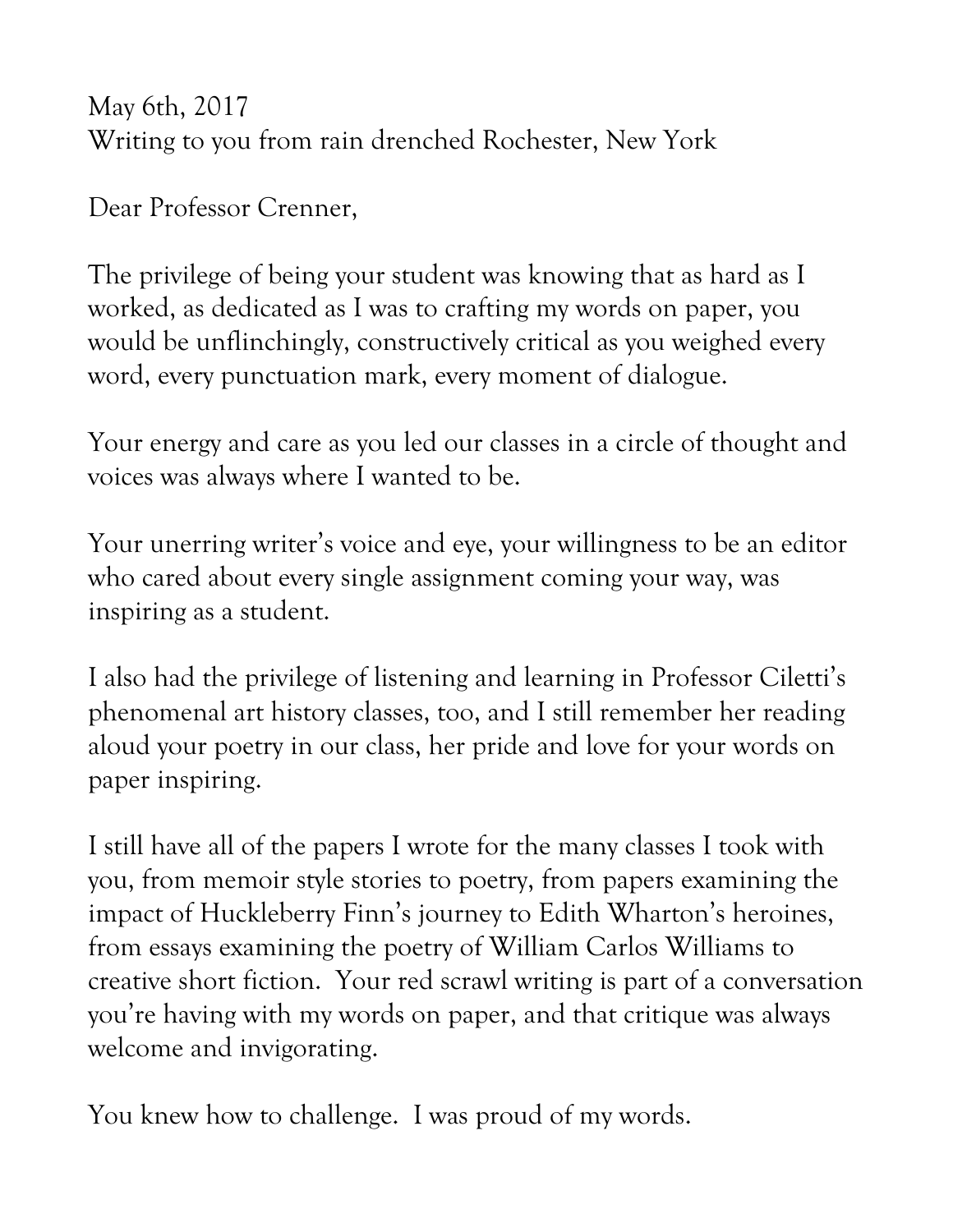May 6th, 2017
Writing to you from rain drenched Rochester, New York

Dear Professor Crenner,

The privilege of being your student was knowing that as hard as I worked, as dedicated as I was to crafting my words on paper, you would be unflinchingly, constructively critical as you weighed every word, every punctuation mark, every moment of dialogue.

Your energy and care as you led our classes in a circle of thought and voices was always where I wanted to be.

Your unerring writer's voice and eye, your willingness to be an editor who cared about every single assignment coming your way, was inspiring as a student.

I also had the privilege of listening and learning in Professor Ciletti's phenomenal art history classes, too, and I still remember her reading aloud your poetry in our class, her pride and love for your words on paper inspiring.

I still have all of the papers I wrote for the many classes I took with you, from memoir style stories to poetry, from papers examining the impact of Huckleberry Finn's journey to Edith Wharton's heroines, from essays examining the poetry of William Carlos Williams to creative short fiction. Your red scrawl writing is part of a conversation you're having with my words on paper, and that critique was always welcome and invigorating.

You knew how to challenge. I was proud of my words.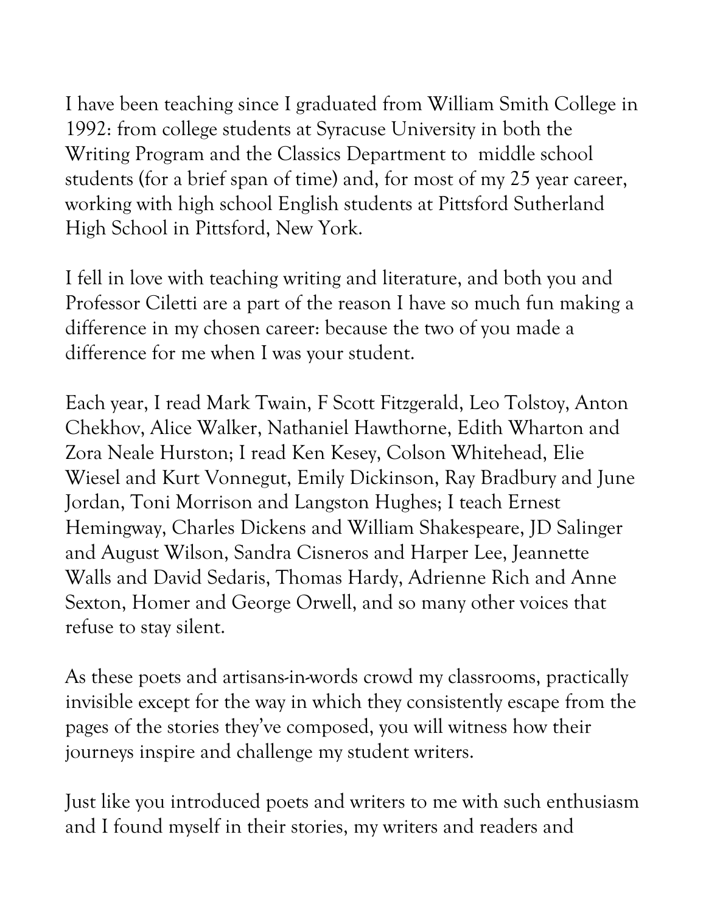I have been teaching since I graduated from William Smith College in 1992: from college students at Syracuse University in both the Writing Program and the Classics Department to  middle school students (for a brief span of time) and, for most of my 25 year career, working with high school English students at Pittsford Sutherland High School in Pittsford, New York.

I fell in love with teaching writing and literature, and both you and Professor Ciletti are a part of the reason I have so much fun making a difference in my chosen career: because the two of you made a difference for me when I was your student.

Each year, I read Mark Twain, F Scott Fitzgerald, Leo Tolstoy, Anton Chekhov, Alice Walker, Nathaniel Hawthorne, Edith Wharton and Zora Neale Hurston; I read Ken Kesey, Colson Whitehead, Elie Wiesel and Kurt Vonnegut, Emily Dickinson, Ray Bradbury and June Jordan, Toni Morrison and Langston Hughes; I teach Ernest Hemingway, Charles Dickens and William Shakespeare, JD Salinger and August Wilson, Sandra Cisneros and Harper Lee, Jeannette Walls and David Sedaris, Thomas Hardy, Adrienne Rich and Anne Sexton, Homer and George Orwell, and so many other voices that refuse to stay silent.

As these poets and artisans-in-words crowd my classrooms, practically invisible except for the way in which they consistently escape from the pages of the stories they've composed, you will witness how their journeys inspire and challenge my student writers.

Just like you introduced poets and writers to me with such enthusiasm and I found myself in their stories, my writers and readers and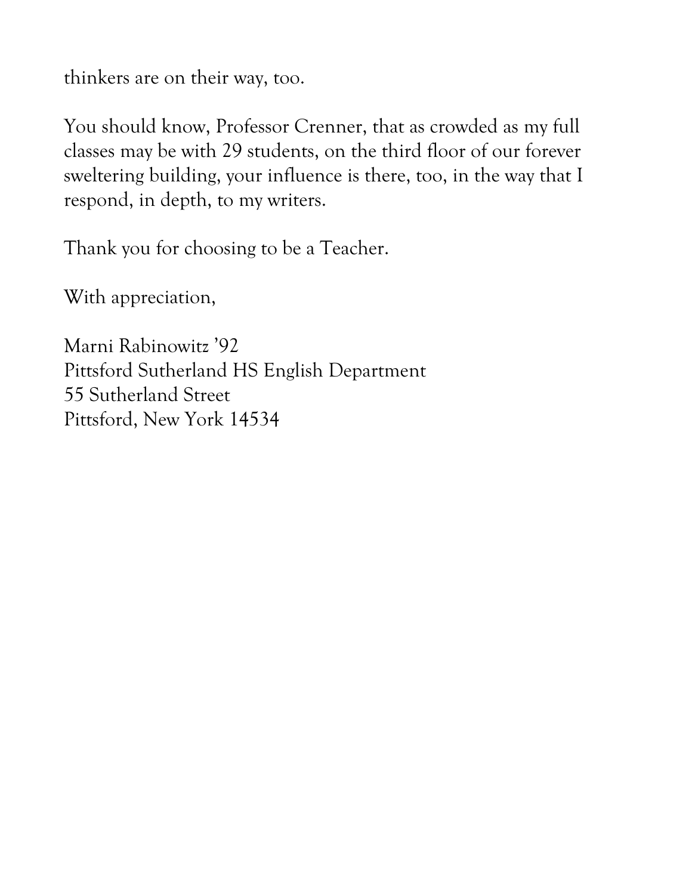thinkers are on their way, too.

You should know, Professor Crenner, that as crowded as my full classes may be with 29 students, on the third floor of our forever sweltering building, your influence is there, too, in the way that I respond, in depth, to my writers.

Thank you for choosing to be a Teacher.

With appreciation,

Marni Rabinowitz '92  
Pittsford Sutherland HS English Department  
55 Sutherland Street  
Pittsford, New York 14534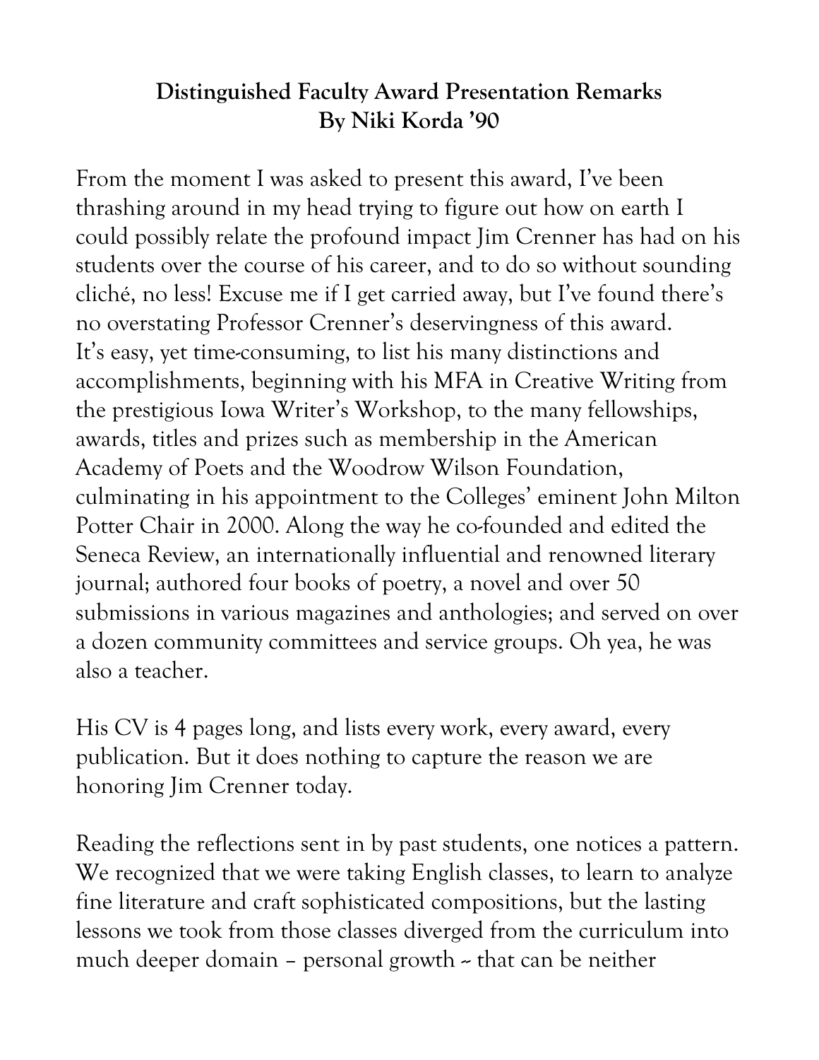**Distinguished Faculty Award Presentation Remarks**
**By Niki Korda '90**

From the moment I was asked to present this award, I've been thrashing around in my head trying to figure out how on earth I could possibly relate the profound impact Jim Crenner has had on his students over the course of his career, and to do so without sounding cliché, no less! Excuse me if I get carried away, but I've found there's no overstating Professor Crenner's deservingness of this award.
It's easy, yet time-consuming, to list his many distinctions and accomplishments, beginning with his MFA in Creative Writing from the prestigious Iowa Writer's Workshop, to the many fellowships, awards, titles and prizes such as membership in the American Academy of Poets and the Woodrow Wilson Foundation, culminating in his appointment to the Colleges' eminent John Milton Potter Chair in 2000. Along the way he co-founded and edited the Seneca Review, an internationally influential and renowned literary journal; authored four books of poetry, a novel and over 50 submissions in various magazines and anthologies; and served on over a dozen community committees and service groups. Oh yea, he was also a teacher.

His CV is 4 pages long, and lists every work, every award, every publication. But it does nothing to capture the reason we are honoring Jim Crenner today.

Reading the reflections sent in by past students, one notices a pattern. We recognized that we were taking English classes, to learn to analyze fine literature and craft sophisticated compositions, but the lasting lessons we took from those classes diverged from the curriculum into much deeper domain – personal growth -- that can be neither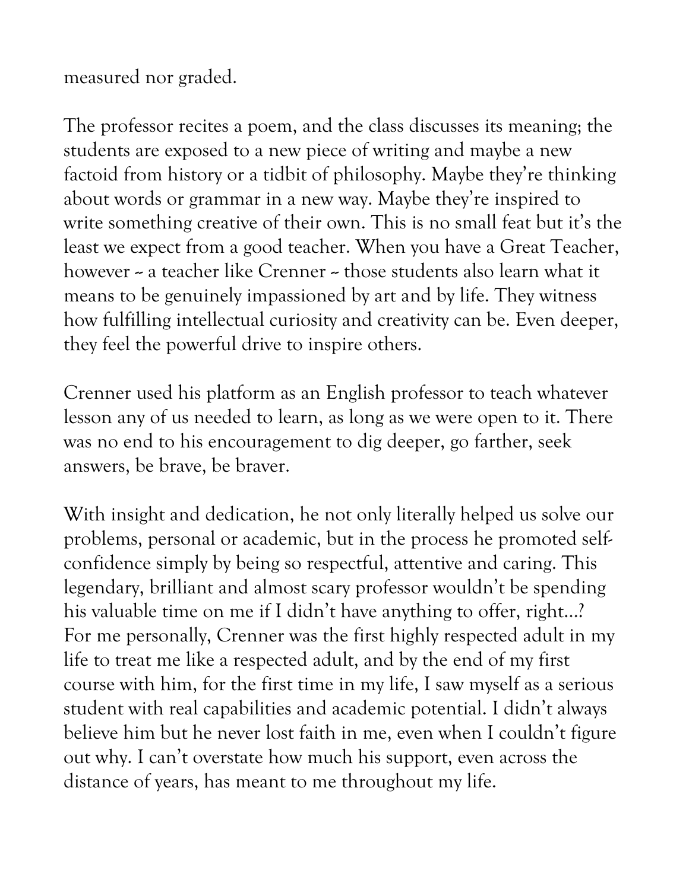measured nor graded.

The professor recites a poem, and the class discusses its meaning; the students are exposed to a new piece of writing and maybe a new factoid from history or a tidbit of philosophy. Maybe they're thinking about words or grammar in a new way. Maybe they're inspired to write something creative of their own. This is no small feat but it's the least we expect from a good teacher. When you have a Great Teacher, however -- a teacher like Crenner -- those students also learn what it means to be genuinely impassioned by art and by life. They witness how fulfilling intellectual curiosity and creativity can be. Even deeper, they feel the powerful drive to inspire others.

Crenner used his platform as an English professor to teach whatever lesson any of us needed to learn, as long as we were open to it. There was no end to his encouragement to dig deeper, go farther, seek answers, be brave, be braver.

With insight and dedication, he not only literally helped us solve our problems, personal or academic, but in the process he promoted self-confidence simply by being so respectful, attentive and caring. This legendary, brilliant and almost scary professor wouldn't be spending his valuable time on me if I didn't have anything to offer, right…? For me personally, Crenner was the first highly respected adult in my life to treat me like a respected adult, and by the end of my first course with him, for the first time in my life, I saw myself as a serious student with real capabilities and academic potential. I didn't always believe him but he never lost faith in me, even when I couldn't figure out why. I can't overstate how much his support, even across the distance of years, has meant to me throughout my life.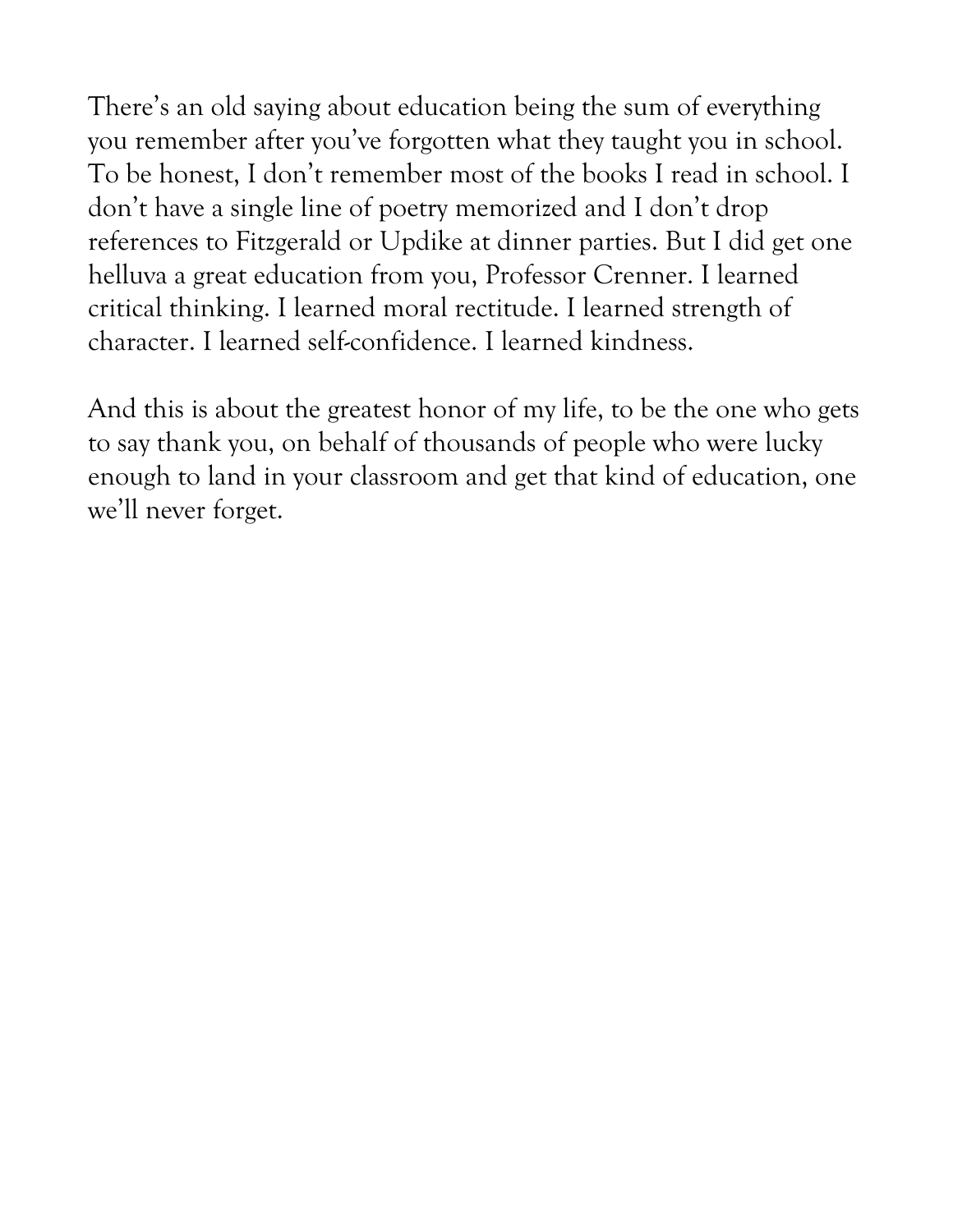There's an old saying about education being the sum of everything you remember after you've forgotten what they taught you in school. To be honest, I don't remember most of the books I read in school. I don't have a single line of poetry memorized and I don't drop references to Fitzgerald or Updike at dinner parties. But I did get one helluva a great education from you, Professor Crenner. I learned critical thinking. I learned moral rectitude. I learned strength of character. I learned self-confidence. I learned kindness.

And this is about the greatest honor of my life, to be the one who gets to say thank you, on behalf of thousands of people who were lucky enough to land in your classroom and get that kind of education, one we'll never forget.